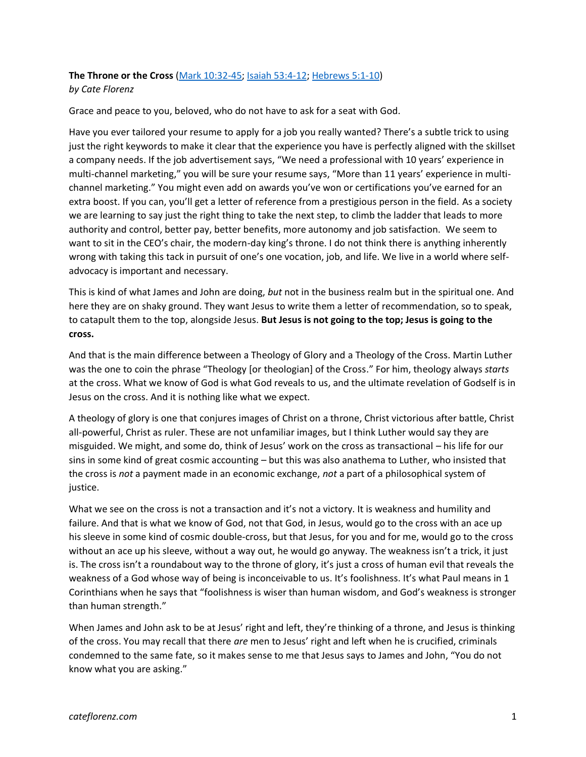**The Throne or the Cross** ([Mark 10:32-45](); [Isaiah 53:4-12](); [Hebrews 5:1-10]())
*by Cate Florenz*

Grace and peace to you, beloved, who do not have to ask for a seat with God.

Have you ever tailored your resume to apply for a job you really wanted? There's a subtle trick to using just the right keywords to make it clear that the experience you have is perfectly aligned with the skillset a company needs. If the job advertisement says, "We need a professional with 10 years' experience in multi-channel marketing," you will be sure your resume says, "More than 11 years' experience in multi-channel marketing." You might even add on awards you've won or certifications you've earned for an extra boost. If you can, you'll get a letter of reference from a prestigious person in the field. As a society we are learning to say just the right thing to take the next step, to climb the ladder that leads to more authority and control, better pay, better benefits, more autonomy and job satisfaction. We seem to want to sit in the CEO's chair, the modern-day king's throne. I do not think there is anything inherently wrong with taking this tack in pursuit of one's one vocation, job, and life. We live in a world where self-advocacy is important and necessary.

This is kind of what James and John are doing, *but* not in the business realm but in the spiritual one. And here they are on shaky ground. They want Jesus to write them a letter of recommendation, so to speak, to catapult them to the top, alongside Jesus. **But Jesus is not going to the top; Jesus is going to the cross.**

And that is the main difference between a Theology of Glory and a Theology of the Cross. Martin Luther was the one to coin the phrase "Theology [or theologian] of the Cross." For him, theology always *starts* at the cross. What we know of God is what God reveals to us, and the ultimate revelation of Godself is in Jesus on the cross. And it is nothing like what we expect.

A theology of glory is one that conjures images of Christ on a throne, Christ victorious after battle, Christ all-powerful, Christ as ruler. These are not unfamiliar images, but I think Luther would say they are misguided. We might, and some do, think of Jesus' work on the cross as transactional – his life for our sins in some kind of great cosmic accounting – but this was also anathema to Luther, who insisted that the cross is *not* a payment made in an economic exchange, *not* a part of a philosophical system of justice.

What we see on the cross is not a transaction and it's not a victory. It is weakness and humility and failure. And that is what we know of God, not that God, in Jesus, would go to the cross with an ace up his sleeve in some kind of cosmic double-cross, but that Jesus, for you and for me, would go to the cross without an ace up his sleeve, without a way out, he would go anyway. The weakness isn't a trick, it just is. The cross isn't a roundabout way to the throne of glory, it's just a cross of human evil that reveals the weakness of a God whose way of being is inconceivable to us. It's foolishness. It's what Paul means in 1 Corinthians when he says that "foolishness is wiser than human wisdom, and God's weakness is stronger than human strength."

When James and John ask to be at Jesus' right and left, they're thinking of a throne, and Jesus is thinking of the cross. You may recall that there *are* men to Jesus' right and left when he is crucified, criminals condemned to the same fate, so it makes sense to me that Jesus says to James and John, "You do not know what you are asking."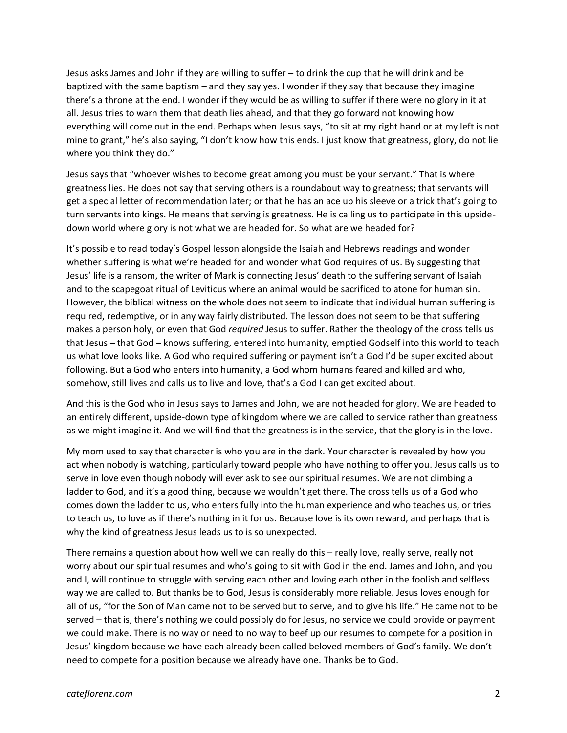Jesus asks James and John if they are willing to suffer – to drink the cup that he will drink and be baptized with the same baptism – and they say yes. I wonder if they say that because they imagine there's a throne at the end. I wonder if they would be as willing to suffer if there were no glory in it at all. Jesus tries to warn them that death lies ahead, and that they go forward not knowing how everything will come out in the end. Perhaps when Jesus says, "to sit at my right hand or at my left is not mine to grant," he's also saying, "I don't know how this ends. I just know that greatness, glory, do not lie where you think they do."

Jesus says that "whoever wishes to become great among you must be your servant." That is where greatness lies. He does not say that serving others is a roundabout way to greatness; that servants will get a special letter of recommendation later; or that he has an ace up his sleeve or a trick that's going to turn servants into kings. He means that serving is greatness. He is calling us to participate in this upside-down world where glory is not what we are headed for. So what are we headed for?

It's possible to read today's Gospel lesson alongside the Isaiah and Hebrews readings and wonder whether suffering is what we're headed for and wonder what God requires of us. By suggesting that Jesus' life is a ransom, the writer of Mark is connecting Jesus' death to the suffering servant of Isaiah and to the scapegoat ritual of Leviticus where an animal would be sacrificed to atone for human sin. However, the biblical witness on the whole does not seem to indicate that individual human suffering is required, redemptive, or in any way fairly distributed. The lesson does not seem to be that suffering makes a person holy, or even that God *required* Jesus to suffer. Rather the theology of the cross tells us that Jesus – that God – knows suffering, entered into humanity, emptied Godself into this world to teach us what love looks like. A God who required suffering or payment isn't a God I'd be super excited about following. But a God who enters into humanity, a God whom humans feared and killed and who, somehow, still lives and calls us to live and love, that's a God I can get excited about.

And this is the God who in Jesus says to James and John, we are not headed for glory. We are headed to an entirely different, upside-down type of kingdom where we are called to service rather than greatness as we might imagine it. And we will find that the greatness is in the service, that the glory is in the love.

My mom used to say that character is who you are in the dark. Your character is revealed by how you act when nobody is watching, particularly toward people who have nothing to offer you. Jesus calls us to serve in love even though nobody will ever ask to see our spiritual resumes. We are not climbing a ladder to God, and it's a good thing, because we wouldn't get there. The cross tells us of a God who comes down the ladder to us, who enters fully into the human experience and who teaches us, or tries to teach us, to love as if there's nothing in it for us. Because love is its own reward, and perhaps that is why the kind of greatness Jesus leads us to is so unexpected.

There remains a question about how well we can really do this – really love, really serve, really not worry about our spiritual resumes and who's going to sit with God in the end. James and John, and you and I, will continue to struggle with serving each other and loving each other in the foolish and selfless way we are called to. But thanks be to God, Jesus is considerably more reliable. Jesus loves enough for all of us, "for the Son of Man came not to be served but to serve, and to give his life." He came not to be served – that is, there's nothing we could possibly do for Jesus, no service we could provide or payment we could make. There is no way or need to no way to beef up our resumes to compete for a position in Jesus' kingdom because we have each already been called beloved members of God's family. We don't need to compete for a position because we already have one. Thanks be to God.